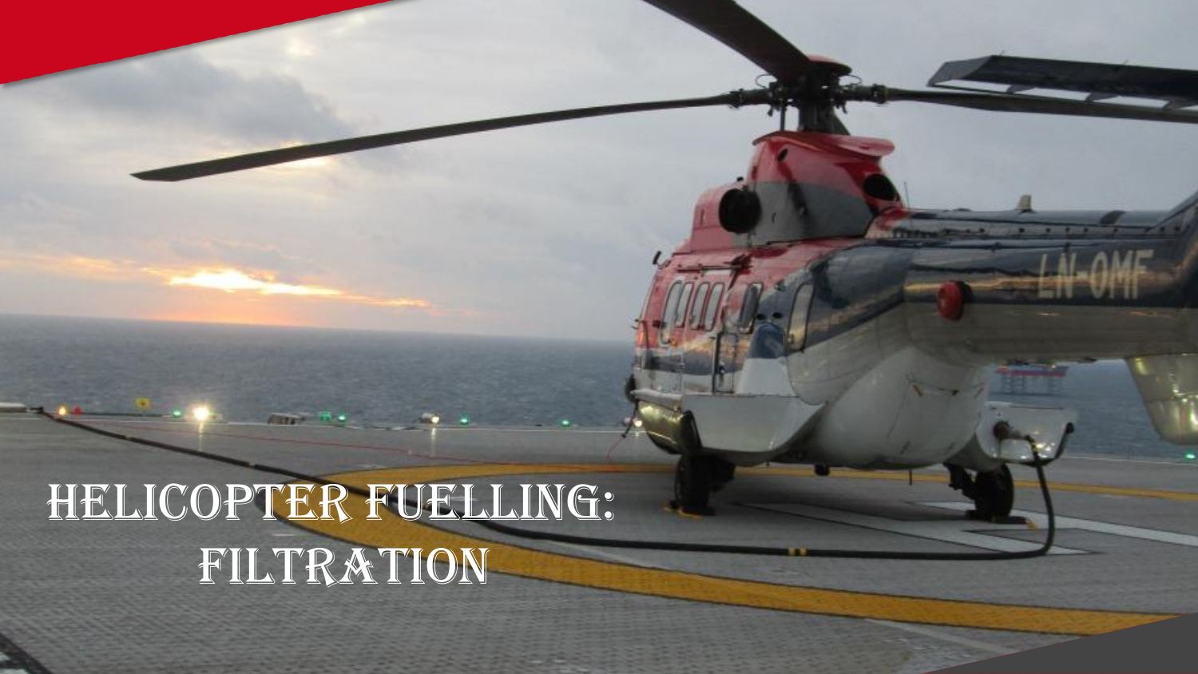# HELICOPTER FUELLING: FILTRATION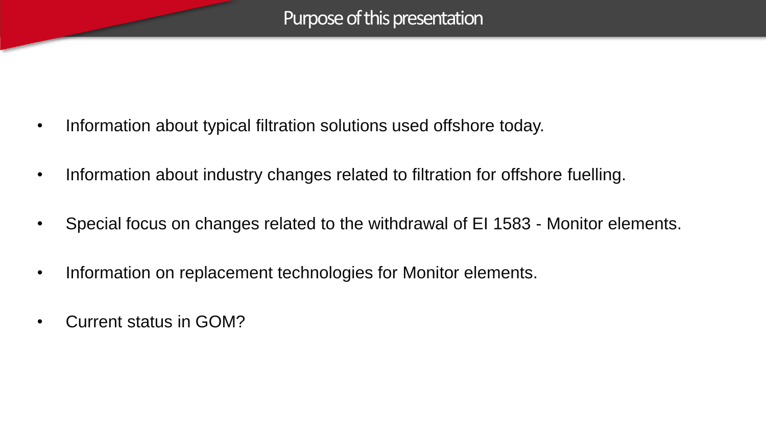# Purpose of this presentation

- Information about typical filtration solutions used offshore today.
- Information about industry changes related to filtration for offshore fuelling.
- Special focus on changes related to the withdrawal of EI 1583 - Monitor elements.
- Information on replacement technologies for Monitor elements.
- Current status in GOM?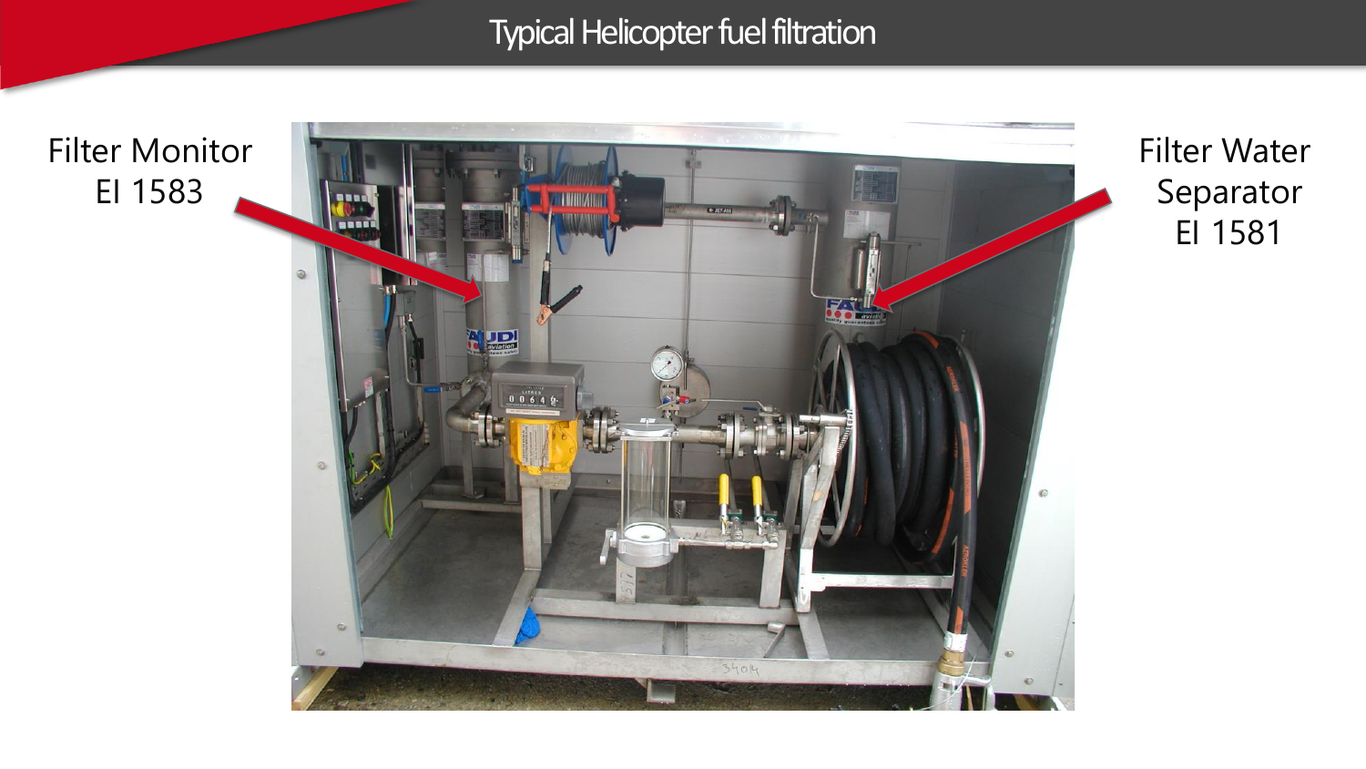# Typical Helicopter fuel filtration

Filter Monitor
EI 1583

Filter Water
Separator
EI 1581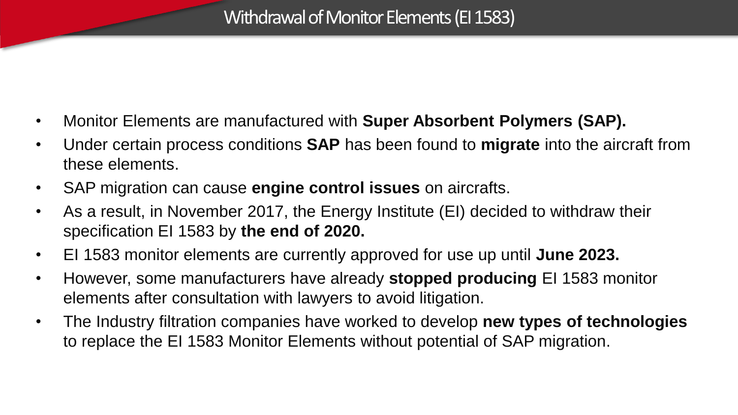# Withdrawal of Monitor Elements (EI 1583)

- Monitor Elements are manufactured with **Super Absorbent Polymers (SAP).**
- Under certain process conditions **SAP** has been found to **migrate** into the aircraft from these elements.
- SAP migration can cause **engine control issues** on aircrafts.
- As a result, in November 2017, the Energy Institute (EI) decided to withdraw their specification EI 1583 by **the end of 2020.**
- EI 1583 monitor elements are currently approved for use up until **June 2023.**
- However, some manufacturers have already **stopped producing** EI 1583 monitor elements after consultation with lawyers to avoid litigation.
- The Industry filtration companies have worked to develop **new types of technologies** to replace the EI 1583 Monitor Elements without potential of SAP migration.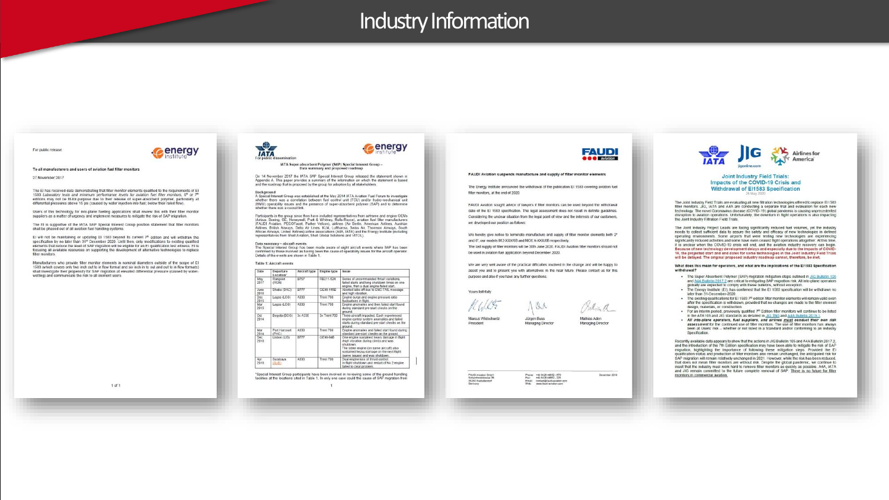# Industry Information

For public release

To all manufacturers and users of aviation fuel filter monitors

27 November 2017

---

For public dissemination

IATA Super-absorbent Polymer (SAP) Special Interest Group – Data summary and proposed roadmap

---

FAUDI Aviation suspends manufacture and supply of filter monitor elements

---

Joint Industry Field Trials: Impacts of the COVID-19 Crisis and Withdrawal of EI1583 Specification

26 May 2020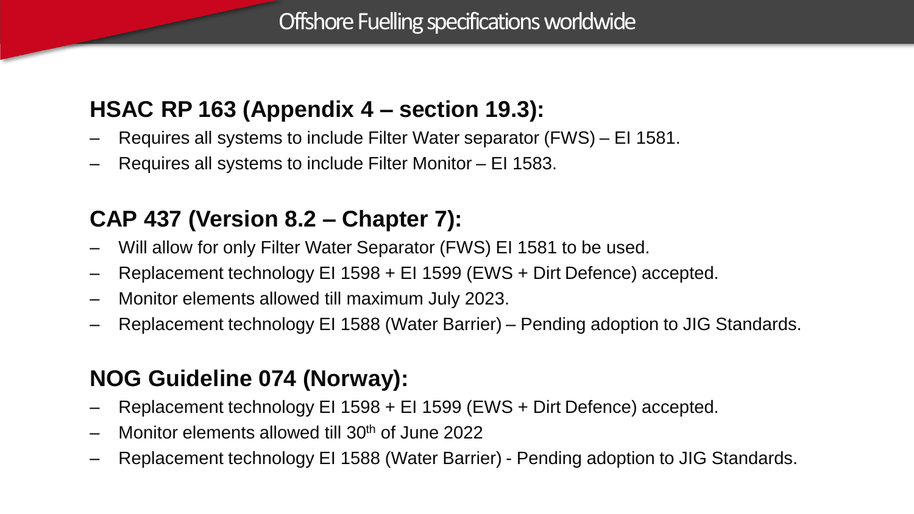# Offshore Fuelling specifications worldwide

## HSAC RP 163 (Appendix 4 – section 19.3):

- Requires all systems to include Filter Water separator (FWS) – EI 1581.
- Requires all systems to include Filter Monitor – EI 1583.

## CAP 437 (Version 8.2 – Chapter 7):

- Will allow for only Filter Water Separator (FWS) EI 1581 to be used.
- Replacement technology EI 1598 + EI 1599 (EWS + Dirt Defence) accepted.
- Monitor elements allowed till maximum July 2023.
- Replacement technology EI 1588 (Water Barrier) – Pending adoption to JIG Standards.

## NOG Guideline 074 (Norway):

- Replacement technology EI 1598 + EI 1599 (EWS + Dirt Defence) accepted.
- Monitor elements allowed till 30th of June 2022
- Replacement technology EI 1588 (Water Barrier) - Pending adoption to JIG Standards.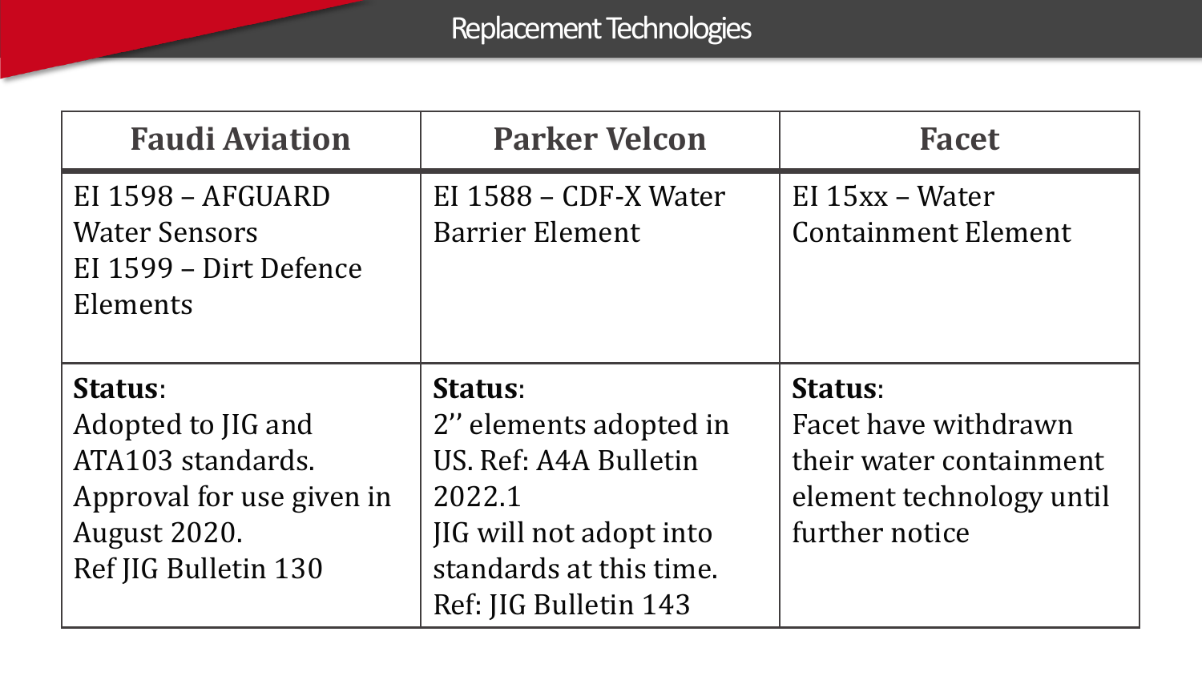# Replacement Technologies

| Faudi Aviation | Parker Velcon | Facet |
|---|---|---|
| EI 1598 – AFGUARD Water Sensors<br>EI 1599 – Dirt Defence Elements | EI 1588 – CDF-X Water Barrier Element | EI 15xx – Water Containment Element |
| **Status**:<br>Adopted to JIG and ATA103 standards. Approval for use given in August 2020.<br>Ref JIG Bulletin 130 | **Status**:<br>2'' elements adopted in US. Ref: A4A Bulletin 2022.1<br>JIG will not adopt into standards at this time.<br>Ref: JIG Bulletin 143 | **Status**:<br>Facet have withdrawn their water containment element technology until further notice |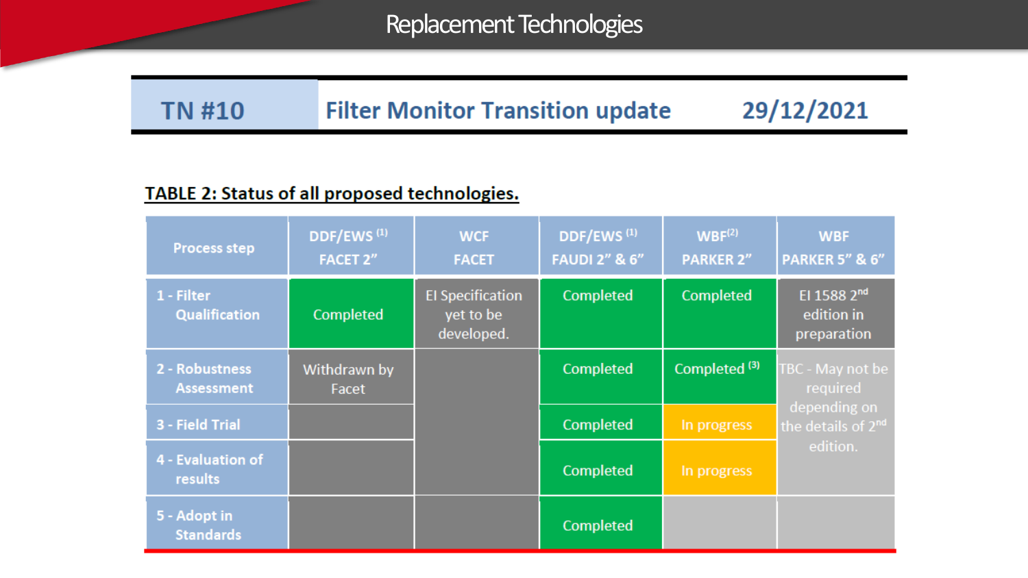# Replacement Technologies

| TN #10 | Filter Monitor Transition update | 29/12/2021 |
|---|---|---|

**TABLE 2: Status of all proposed technologies.**

| Process step | DDF/EWS [1] FACET 2" | WCF FACET | DDF/EWS [1] FAUDI 2" & 6" | WBF[2] PARKER 2" | WBF PARKER 5" & 6" |
|---|---|---|---|---|---|
| 1 - Filter Qualification | Completed | EI Specification yet to be developed. | Completed | Completed | EI 1588 2nd edition in preparation |
| 2 - Robustness Assessment | Withdrawn by Facet | | Completed | Completed [3] | TBC - May not be required depending on the details of 2nd edition. |
| 3 - Field Trial | | | Completed | In progress | |
| 4 - Evaluation of results | | | Completed | In progress | |
| 5 - Adopt in Standards | | | Completed | | |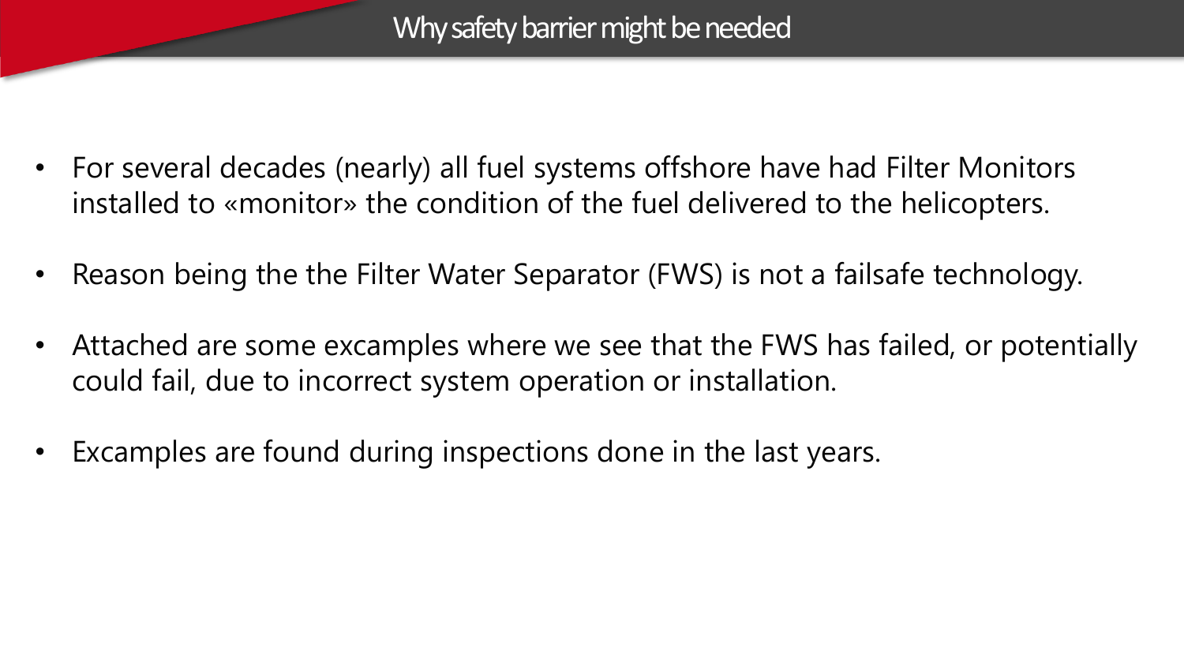# Why safety barrier might be needed

- For several decades (nearly) all fuel systems offshore have had Filter Monitors installed to «monitor» the condition of the fuel delivered to the helicopters.
- Reason being the the Filter Water Separator (FWS) is not a failsafe technology.
- Attached are some excamples where we see that the FWS has failed, or potentially could fail, due to incorrect system operation or installation.
- Excamples are found during inspections done in the last years.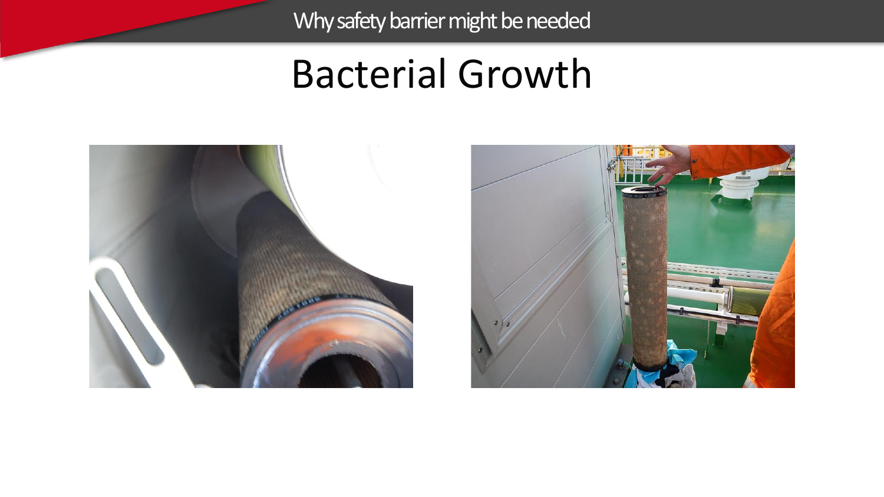Why safety barrier might be needed

# Bacterial Growth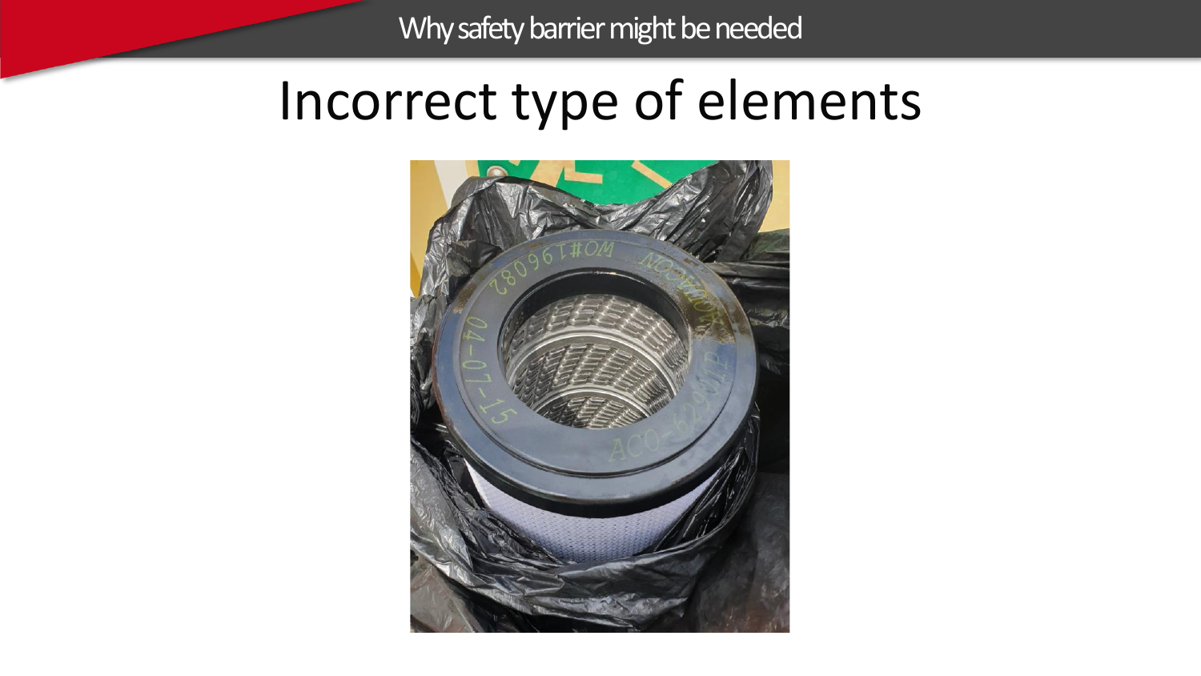Why safety barrier might be needed

# Incorrect type of elements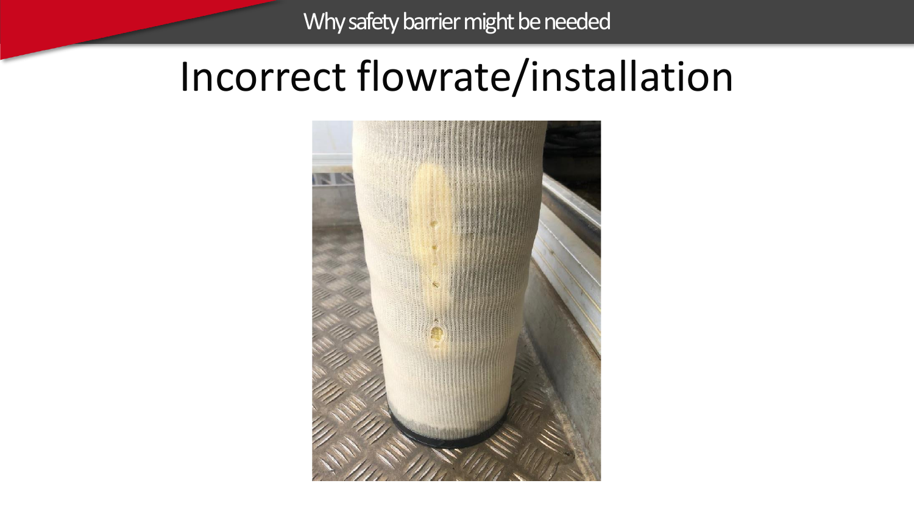Why safety barrier might be needed

# Incorrect flowrate/installation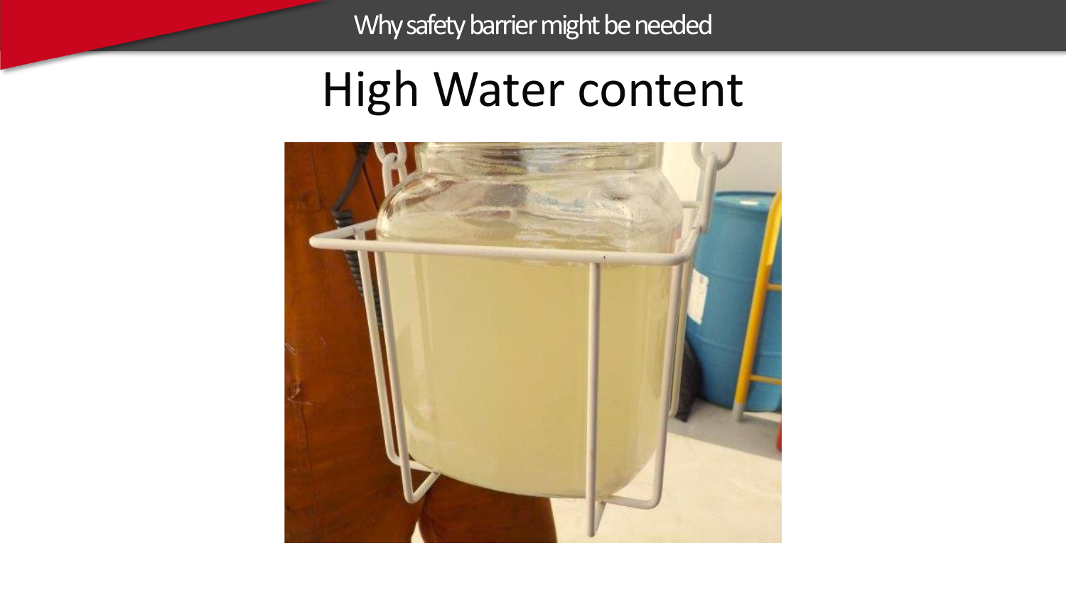Why safety barrier might be needed

# High Water content